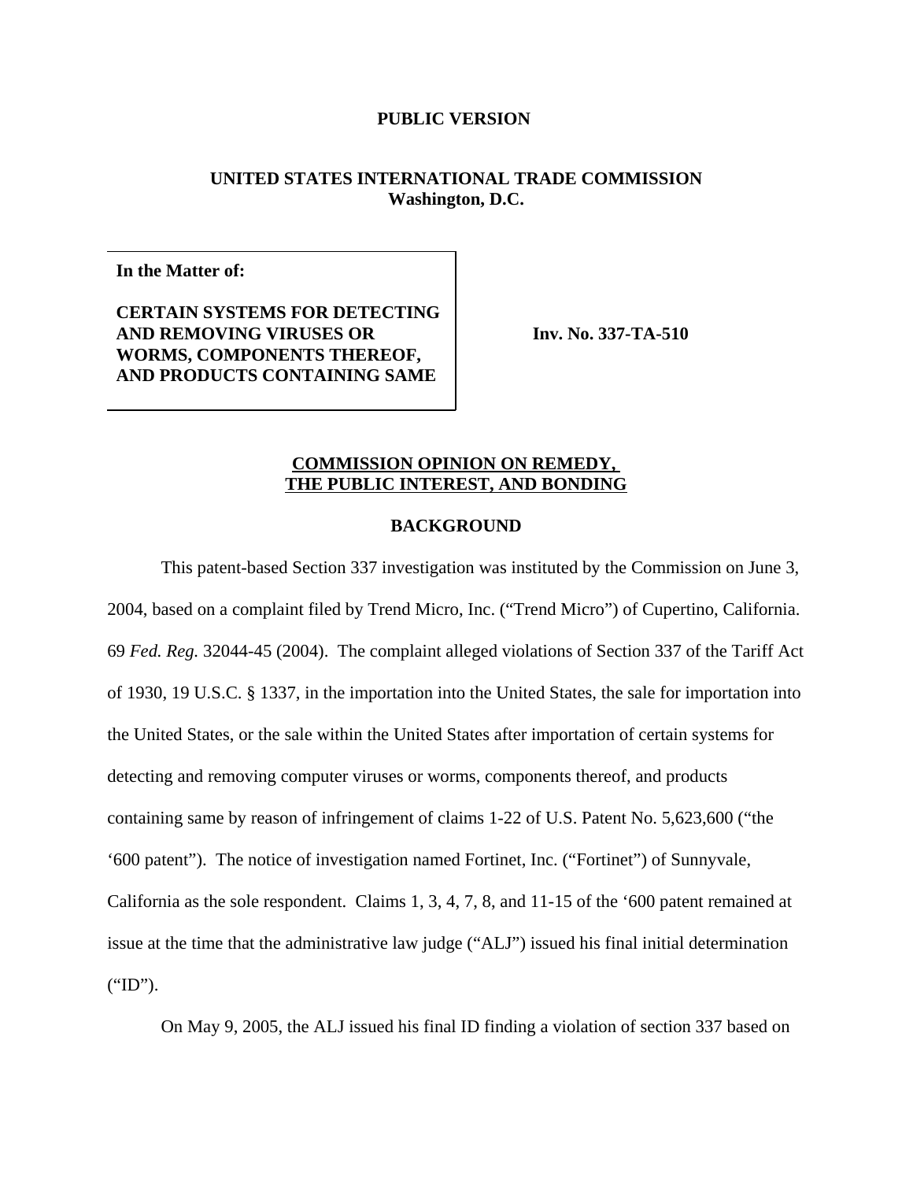**PUBLIC VERSION**

**UNITED STATES INTERNATIONAL TRADE COMMISSION**
**Washington, D.C.**

| **In the Matter of:** <br><br> **CERTAIN SYSTEMS FOR DETECTING AND REMOVING VIRUSES OR WORMS, COMPONENTS THEREOF, AND PRODUCTS CONTAINING SAME** | **Inv. No. 337-TA-510** |
|---|---|

## COMMISSION OPINION ON REMEDY, THE PUBLIC INTEREST, AND BONDING

### BACKGROUND

This patent-based Section 337 investigation was instituted by the Commission on June 3, 2004, based on a complaint filed by Trend Micro, Inc. ("Trend Micro") of Cupertino, California. 69 *Fed. Reg.* 32044-45 (2004). The complaint alleged violations of Section 337 of the Tariff Act of 1930, 19 U.S.C. § 1337, in the importation into the United States, the sale for importation into the United States, or the sale within the United States after importation of certain systems for detecting and removing computer viruses or worms, components thereof, and products containing same by reason of infringement of claims 1-22 of U.S. Patent No. 5,623,600 ("the '600 patent"). The notice of investigation named Fortinet, Inc. ("Fortinet") of Sunnyvale, California as the sole respondent. Claims 1, 3, 4, 7, 8, and 11-15 of the '600 patent remained at issue at the time that the administrative law judge ("ALJ") issued his final initial determination ("ID").

On May 9, 2005, the ALJ issued his final ID finding a violation of section 337 based on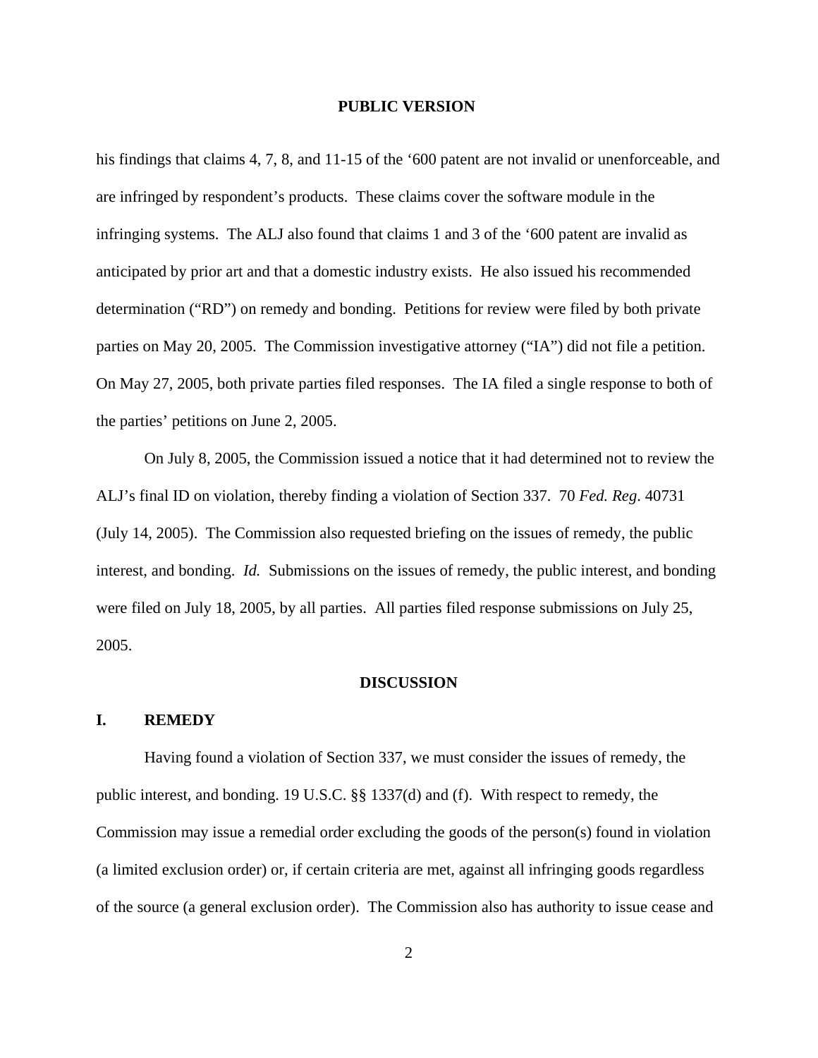**PUBLIC VERSION**

his findings that claims 4, 7, 8, and 11-15 of the '600 patent are not invalid or unenforceable, and are infringed by respondent's products. These claims cover the software module in the infringing systems. The ALJ also found that claims 1 and 3 of the '600 patent are invalid as anticipated by prior art and that a domestic industry exists. He also issued his recommended determination ("RD") on remedy and bonding. Petitions for review were filed by both private parties on May 20, 2005. The Commission investigative attorney ("IA") did not file a petition. On May 27, 2005, both private parties filed responses. The IA filed a single response to both of the parties' petitions on June 2, 2005.

On July 8, 2005, the Commission issued a notice that it had determined not to review the ALJ's final ID on violation, thereby finding a violation of Section 337. 70 *Fed. Reg*. 40731 (July 14, 2005). The Commission also requested briefing on the issues of remedy, the public interest, and bonding. *Id.* Submissions on the issues of remedy, the public interest, and bonding were filed on July 18, 2005, by all parties. All parties filed response submissions on July 25, 2005.

## DISCUSSION

### I. REMEDY

Having found a violation of Section 337, we must consider the issues of remedy, the public interest, and bonding. 19 U.S.C. §§ 1337(d) and (f). With respect to remedy, the Commission may issue a remedial order excluding the goods of the person(s) found in violation (a limited exclusion order) or, if certain criteria are met, against all infringing goods regardless of the source (a general exclusion order). The Commission also has authority to issue cease and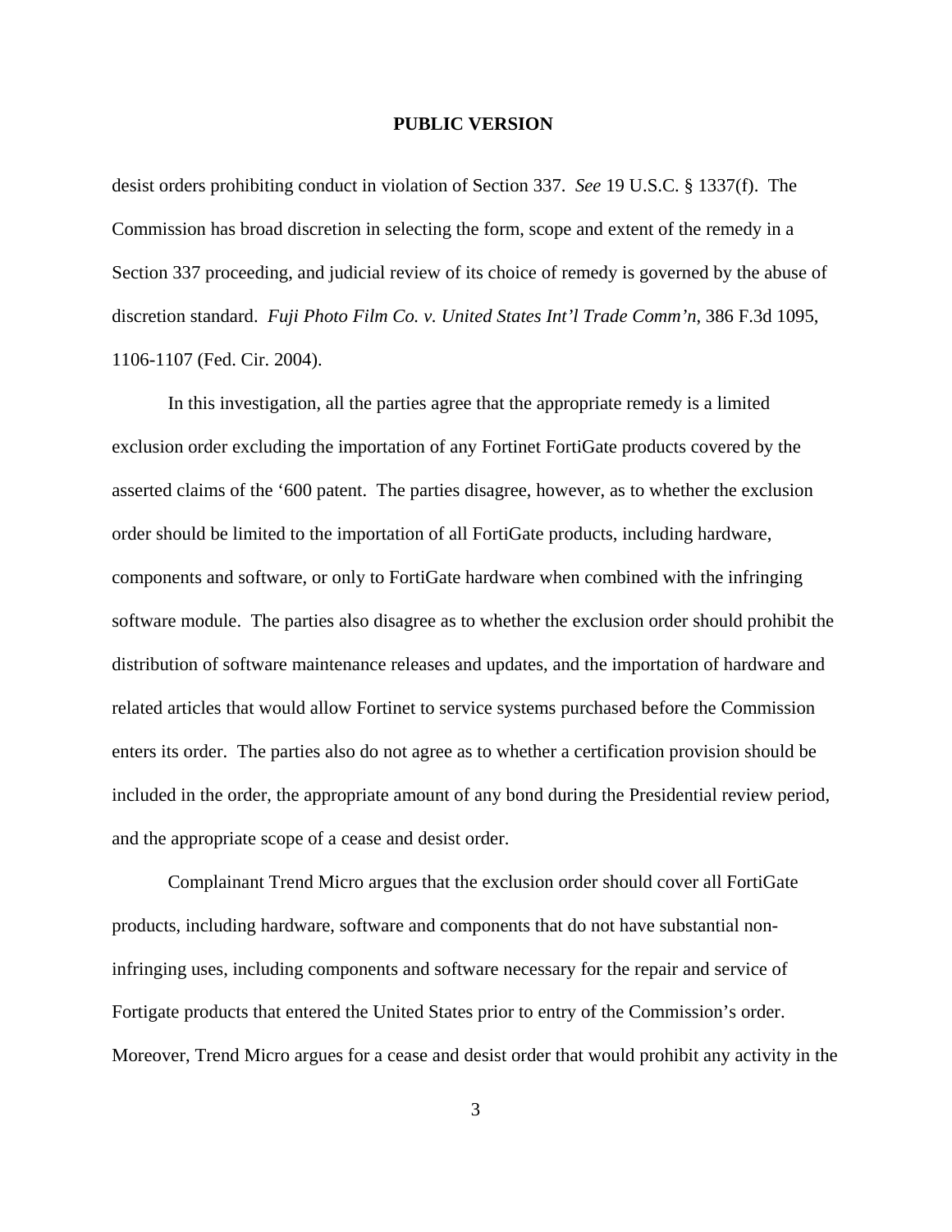desist orders prohibiting conduct in violation of Section 337. *See* 19 U.S.C. § 1337(f). The Commission has broad discretion in selecting the form, scope and extent of the remedy in a Section 337 proceeding, and judicial review of its choice of remedy is governed by the abuse of discretion standard. *Fuji Photo Film Co. v. United States Int'l Trade Comm'n*, 386 F.3d 1095, 1106-1107 (Fed. Cir. 2004).

In this investigation, all the parties agree that the appropriate remedy is a limited exclusion order excluding the importation of any Fortinet FortiGate products covered by the asserted claims of the '600 patent. The parties disagree, however, as to whether the exclusion order should be limited to the importation of all FortiGate products, including hardware, components and software, or only to FortiGate hardware when combined with the infringing software module. The parties also disagree as to whether the exclusion order should prohibit the distribution of software maintenance releases and updates, and the importation of hardware and related articles that would allow Fortinet to service systems purchased before the Commission enters its order. The parties also do not agree as to whether a certification provision should be included in the order, the appropriate amount of any bond during the Presidential review period, and the appropriate scope of a cease and desist order.

Complainant Trend Micro argues that the exclusion order should cover all FortiGate products, including hardware, software and components that do not have substantial non-infringing uses, including components and software necessary for the repair and service of Fortigate products that entered the United States prior to entry of the Commission's order. Moreover, Trend Micro argues for a cease and desist order that would prohibit any activity in the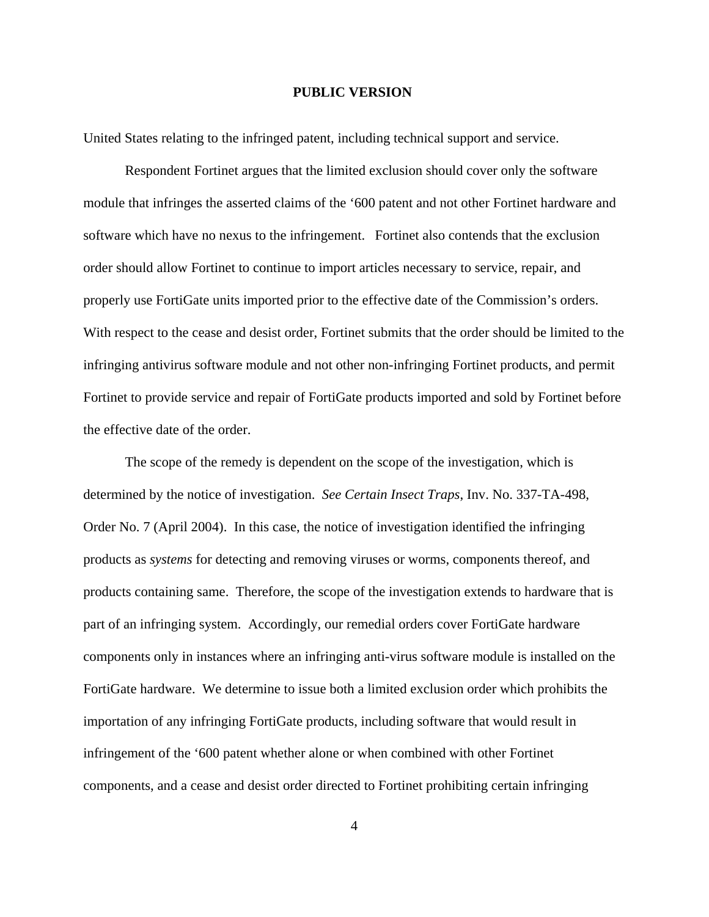United States relating to the infringed patent, including technical support and service.

Respondent Fortinet argues that the limited exclusion should cover only the software module that infringes the asserted claims of the '600 patent and not other Fortinet hardware and software which have no nexus to the infringement. Fortinet also contends that the exclusion order should allow Fortinet to continue to import articles necessary to service, repair, and properly use FortiGate units imported prior to the effective date of the Commission's orders. With respect to the cease and desist order, Fortinet submits that the order should be limited to the infringing antivirus software module and not other non-infringing Fortinet products, and permit Fortinet to provide service and repair of FortiGate products imported and sold by Fortinet before the effective date of the order.

The scope of the remedy is dependent on the scope of the investigation, which is determined by the notice of investigation. *See Certain Insect Traps*, Inv. No. 337-TA-498, Order No. 7 (April 2004). In this case, the notice of investigation identified the infringing products as *systems* for detecting and removing viruses or worms, components thereof, and products containing same. Therefore, the scope of the investigation extends to hardware that is part of an infringing system. Accordingly, our remedial orders cover FortiGate hardware components only in instances where an infringing anti-virus software module is installed on the FortiGate hardware. We determine to issue both a limited exclusion order which prohibits the importation of any infringing FortiGate products, including software that would result in infringement of the '600 patent whether alone or when combined with other Fortinet components, and a cease and desist order directed to Fortinet prohibiting certain infringing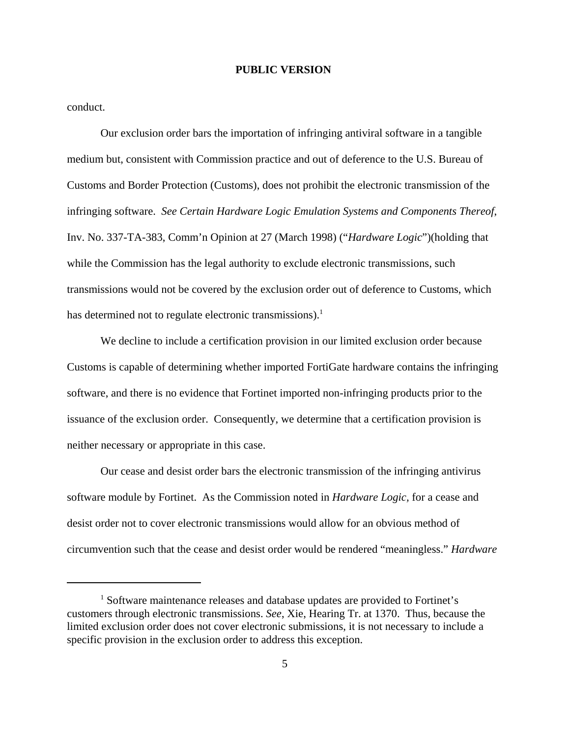conduct.

Our exclusion order bars the importation of infringing antiviral software in a tangible medium but, consistent with Commission practice and out of deference to the U.S. Bureau of Customs and Border Protection (Customs), does not prohibit the electronic transmission of the infringing software. *See Certain Hardware Logic Emulation Systems and Components Thereof,* Inv. No. 337-TA-383, Comm'n Opinion at 27 (March 1998) ("*Hardware Logic*")(holding that while the Commission has the legal authority to exclude electronic transmissions, such transmissions would not be covered by the exclusion order out of deference to Customs, which has determined not to regulate electronic transmissions).[1]

We decline to include a certification provision in our limited exclusion order because Customs is capable of determining whether imported FortiGate hardware contains the infringing software, and there is no evidence that Fortinet imported non-infringing products prior to the issuance of the exclusion order. Consequently, we determine that a certification provision is neither necessary or appropriate in this case.

Our cease and desist order bars the electronic transmission of the infringing antivirus software module by Fortinet. As the Commission noted in *Hardware Logic,* for a cease and desist order not to cover electronic transmissions would allow for an obvious method of circumvention such that the cease and desist order would be rendered "meaningless." *Hardware*

---

[1] Software maintenance releases and database updates are provided to Fortinet's customers through electronic transmissions. *See*, Xie, Hearing Tr. at 1370. Thus, because the limited exclusion order does not cover electronic submissions, it is not necessary to include a specific provision in the exclusion order to address this exception.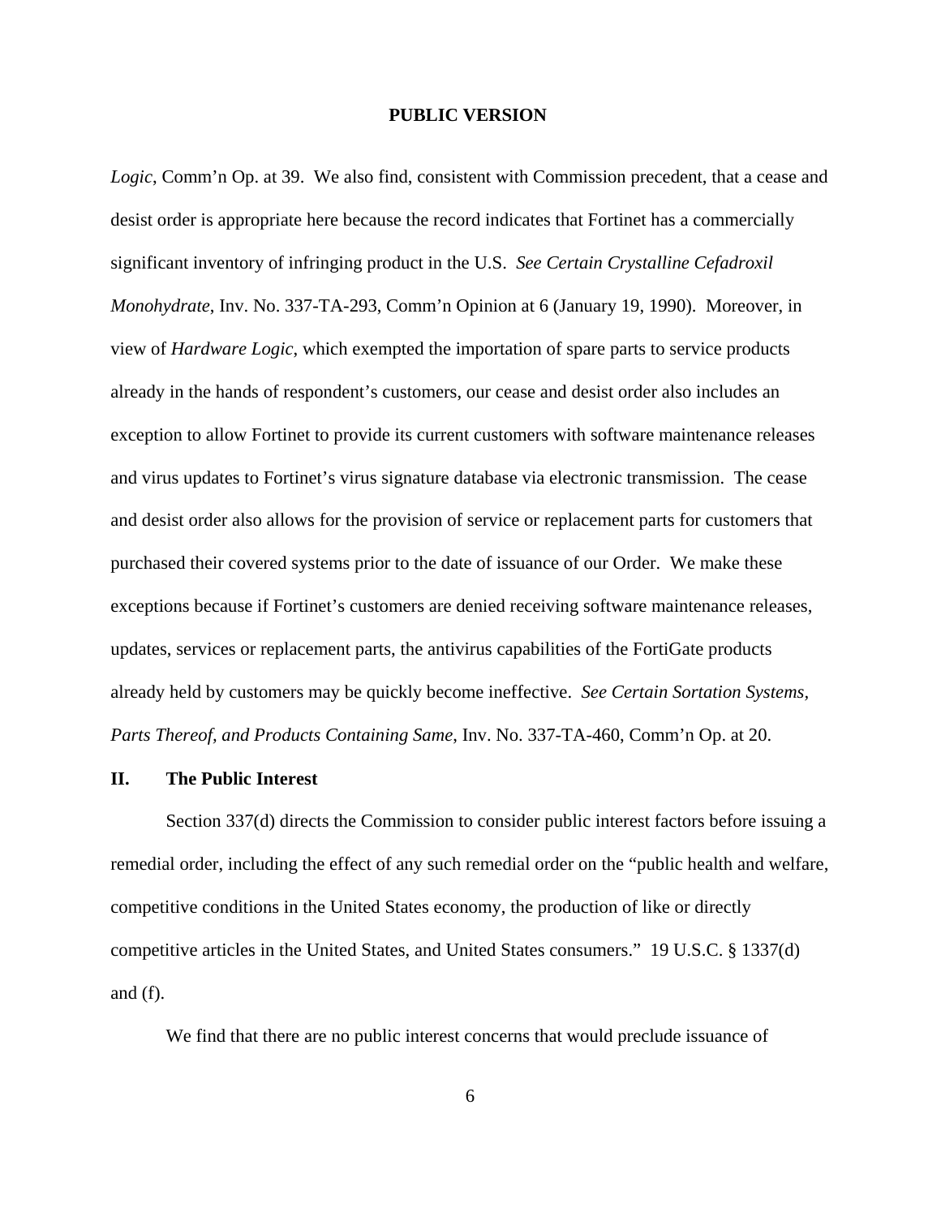**PUBLIC VERSION**

*Logic*, Comm'n Op. at 39. We also find, consistent with Commission precedent, that a cease and desist order is appropriate here because the record indicates that Fortinet has a commercially significant inventory of infringing product in the U.S. *See Certain Crystalline Cefadroxil Monohydrate*, Inv. No. 337-TA-293, Comm'n Opinion at 6 (January 19, 1990). Moreover, in view of *Hardware Logic*, which exempted the importation of spare parts to service products already in the hands of respondent's customers, our cease and desist order also includes an exception to allow Fortinet to provide its current customers with software maintenance releases and virus updates to Fortinet's virus signature database via electronic transmission. The cease and desist order also allows for the provision of service or replacement parts for customers that purchased their covered systems prior to the date of issuance of our Order. We make these exceptions because if Fortinet's customers are denied receiving software maintenance releases, updates, services or replacement parts, the antivirus capabilities of the FortiGate products already held by customers may be quickly become ineffective. *See Certain Sortation Systems, Parts Thereof, and Products Containing Same*, Inv. No. 337-TA-460, Comm'n Op. at 20.

## II. The Public Interest

Section 337(d) directs the Commission to consider public interest factors before issuing a remedial order, including the effect of any such remedial order on the "public health and welfare, competitive conditions in the United States economy, the production of like or directly competitive articles in the United States, and United States consumers." 19 U.S.C. § 1337(d) and (f).

We find that there are no public interest concerns that would preclude issuance of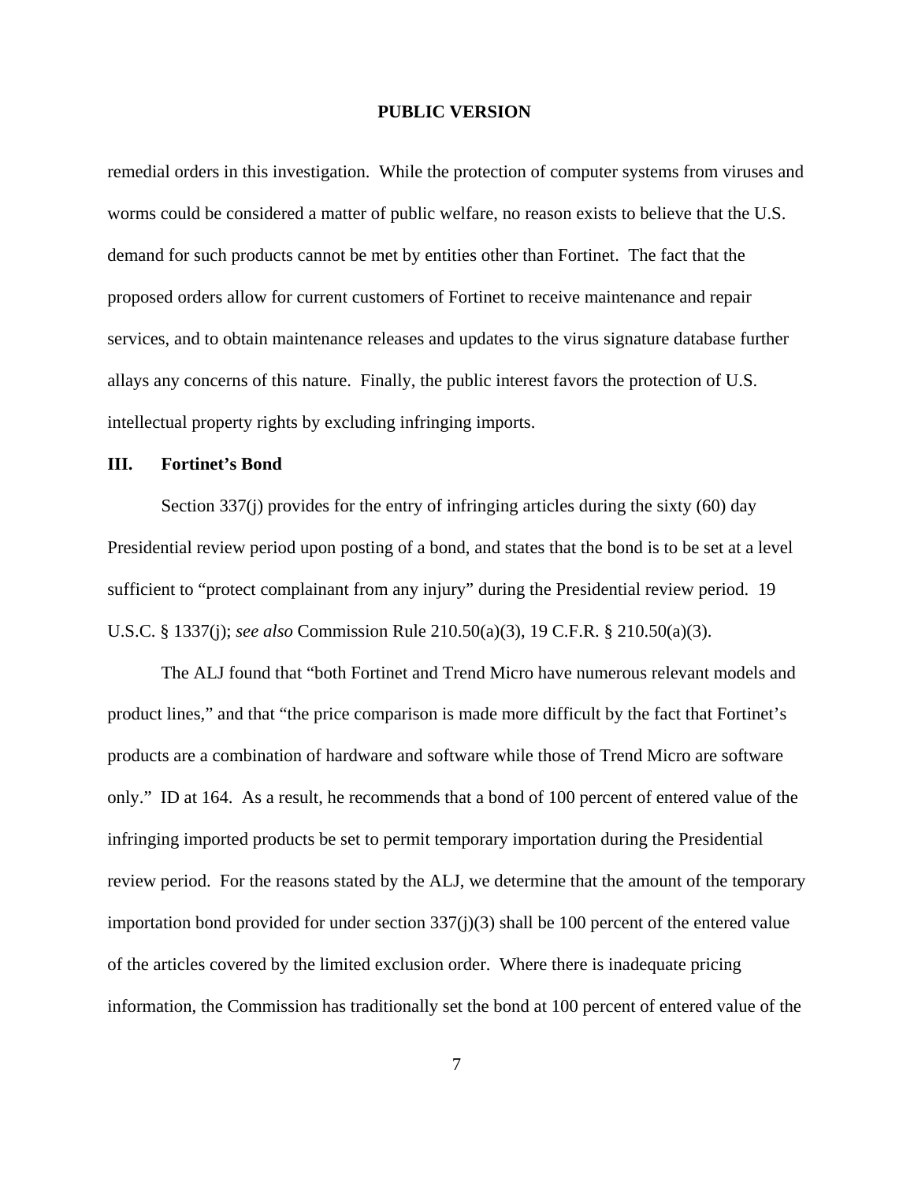remedial orders in this investigation. While the protection of computer systems from viruses and worms could be considered a matter of public welfare, no reason exists to believe that the U.S. demand for such products cannot be met by entities other than Fortinet. The fact that the proposed orders allow for current customers of Fortinet to receive maintenance and repair services, and to obtain maintenance releases and updates to the virus signature database further allays any concerns of this nature. Finally, the public interest favors the protection of U.S. intellectual property rights by excluding infringing imports.

## III. Fortinet's Bond

Section 337(j) provides for the entry of infringing articles during the sixty (60) day Presidential review period upon posting of a bond, and states that the bond is to be set at a level sufficient to "protect complainant from any injury" during the Presidential review period. 19 U.S.C. § 1337(j); *see also* Commission Rule 210.50(a)(3), 19 C.F.R. § 210.50(a)(3).

The ALJ found that "both Fortinet and Trend Micro have numerous relevant models and product lines," and that "the price comparison is made more difficult by the fact that Fortinet's products are a combination of hardware and software while those of Trend Micro are software only." ID at 164. As a result, he recommends that a bond of 100 percent of entered value of the infringing imported products be set to permit temporary importation during the Presidential review period. For the reasons stated by the ALJ, we determine that the amount of the temporary importation bond provided for under section 337(j)(3) shall be 100 percent of the entered value of the articles covered by the limited exclusion order. Where there is inadequate pricing information, the Commission has traditionally set the bond at 100 percent of entered value of the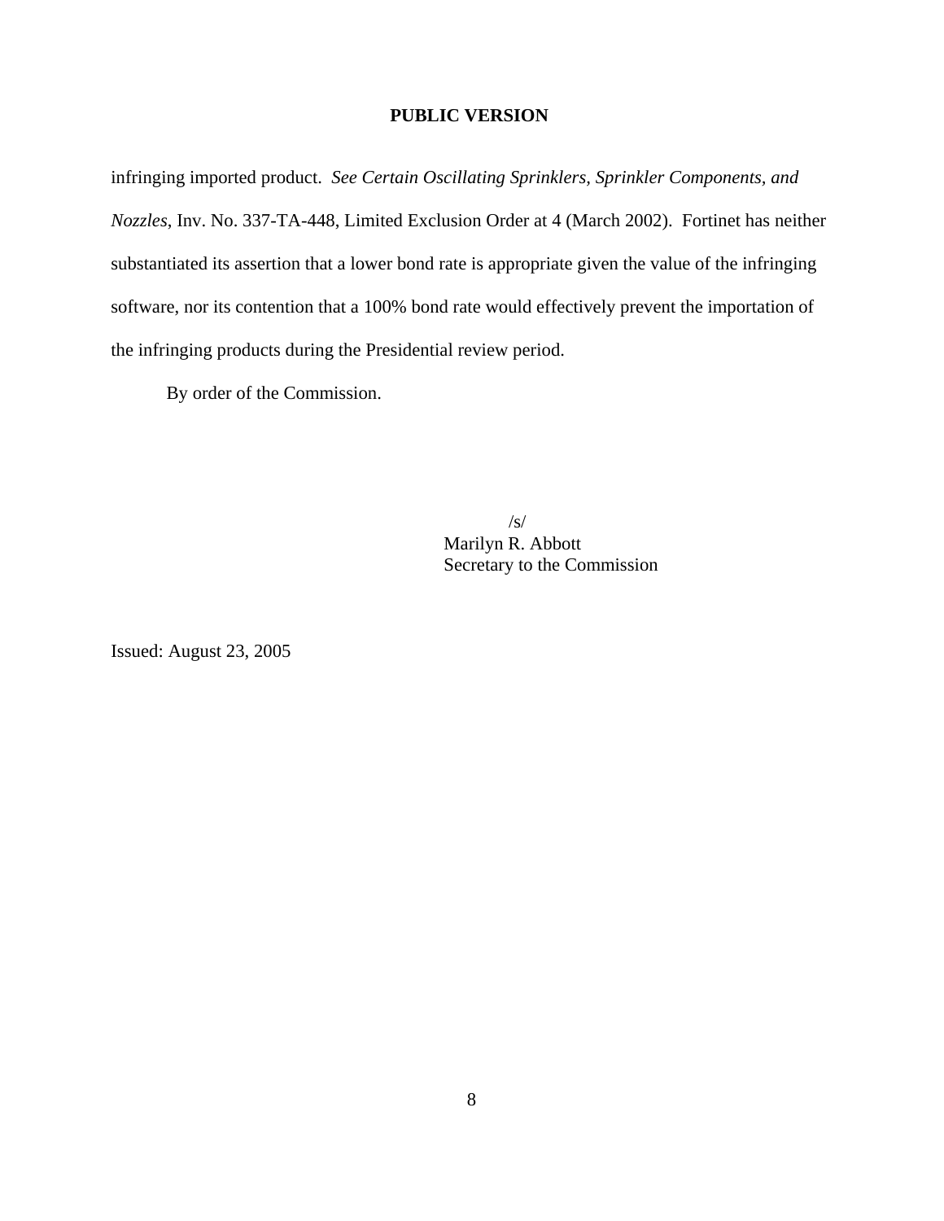**PUBLIC VERSION**

infringing imported product. *See Certain Oscillating Sprinklers, Sprinkler Components, and Nozzles*, Inv. No. 337-TA-448, Limited Exclusion Order at 4 (March 2002). Fortinet has neither substantiated its assertion that a lower bond rate is appropriate given the value of the infringing software, nor its contention that a 100% bond rate would effectively prevent the importation of the infringing products during the Presidential review period.

By order of the Commission.

/s/
Marilyn R. Abbott
Secretary to the Commission

Issued: August 23, 2005